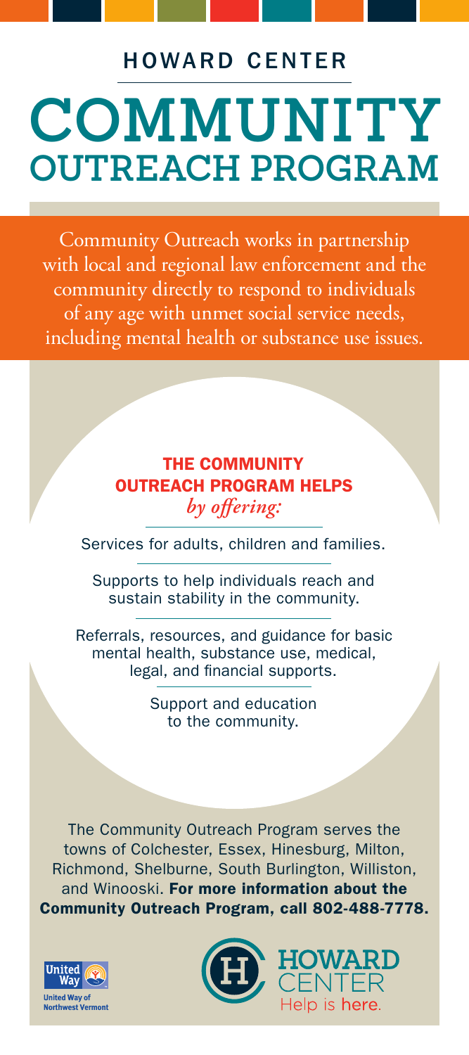## HOWARD CENTER

# COMMUNITY OUTREACH PROGRAM

Community Outreach works in partnership with local and regional law enforcement and the community directly to respond to individuals of any age with unmet social service needs, including mental health or substance use issues.

### THE COMMUNITY OUTREACH PROGRAM HELPS *by offering:*

Services for adults, children and families.

Supports to help individuals reach and sustain stability in the community.

Referrals, resources, and guidance for basic mental health, substance use, medical, legal, and financial supports.

Support and education to the community.

The Community Outreach Program serves the towns of Colchester, Essex, Hinesburg, Milton, Richmond, Shelburne, South Burlington, Williston, and Winooski. **For more information about the Community Outreach Program, call 802-488-7778.**

United Way of Northwest Vermont

HOWARD CENTER Help is here.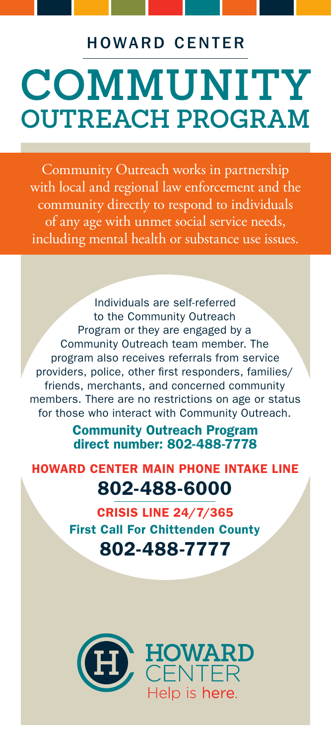## HOWARD CENTER

# COMMUNITY OUTREACH PROGRAM

Community Outreach works in partnership with local and regional law enforcement and the community directly to respond to individuals of any age with unmet social service needs, including mental health or substance use issues.

Individuals are self-referred to the Community Outreach Program or they are engaged by a Community Outreach team member. The program also receives referrals from service providers, police, other first responders, families/friends, merchants, and concerned community members. There are no restrictions on age or status for those who interact with Community Outreach.

**Community Outreach Program direct number: 802-488-7778**

**HOWARD CENTER MAIN PHONE INTAKE LINE**

**802-488-6000**

**CRISIS LINE 24/7/365**

**First Call For Chittenden County**

**802-488-7777**

HOWARD CENTER

Help is here.